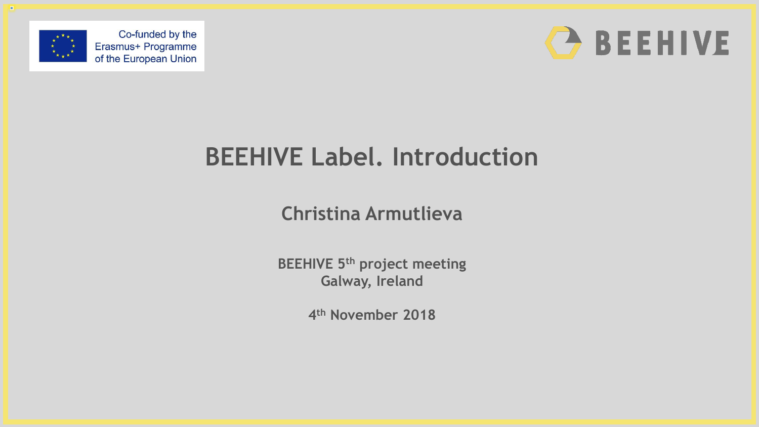Co-funded by the Erasmus+ Programme of the European Union

BEEHIVE

# BEEHIVE Label. Introduction

## Christina Armutlieva

**BEEHIVE 5th project meeting**
**Galway, Ireland**

**4th November 2018**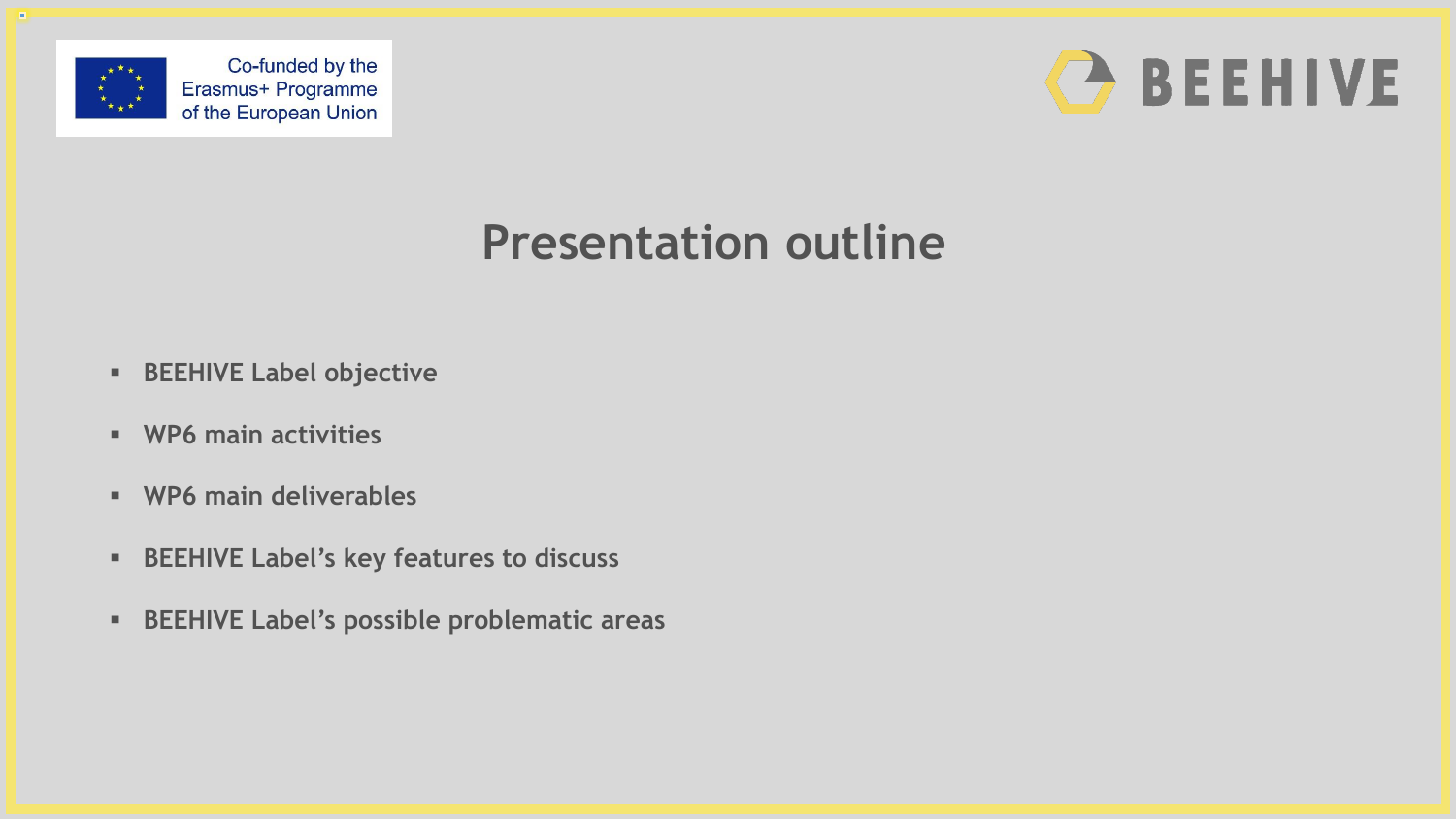# Presentation outline

- BEEHIVE Label objective
- WP6 main activities
- WP6 main deliverables
- BEEHIVE Label's key features to discuss
- BEEHIVE Label's possible problematic areas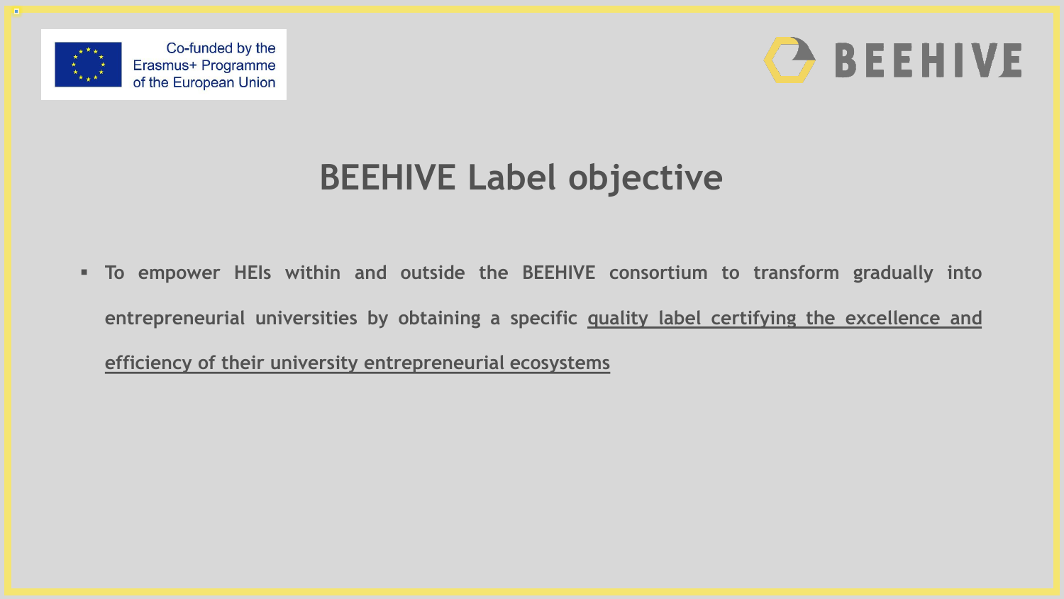# BEEHIVE Label objective

- To empower HEIs within and outside the BEEHIVE consortium to transform gradually into entrepreneurial universities by obtaining a specific <u>quality label certifying the excellence and efficiency of their university entrepreneurial ecosystems</u>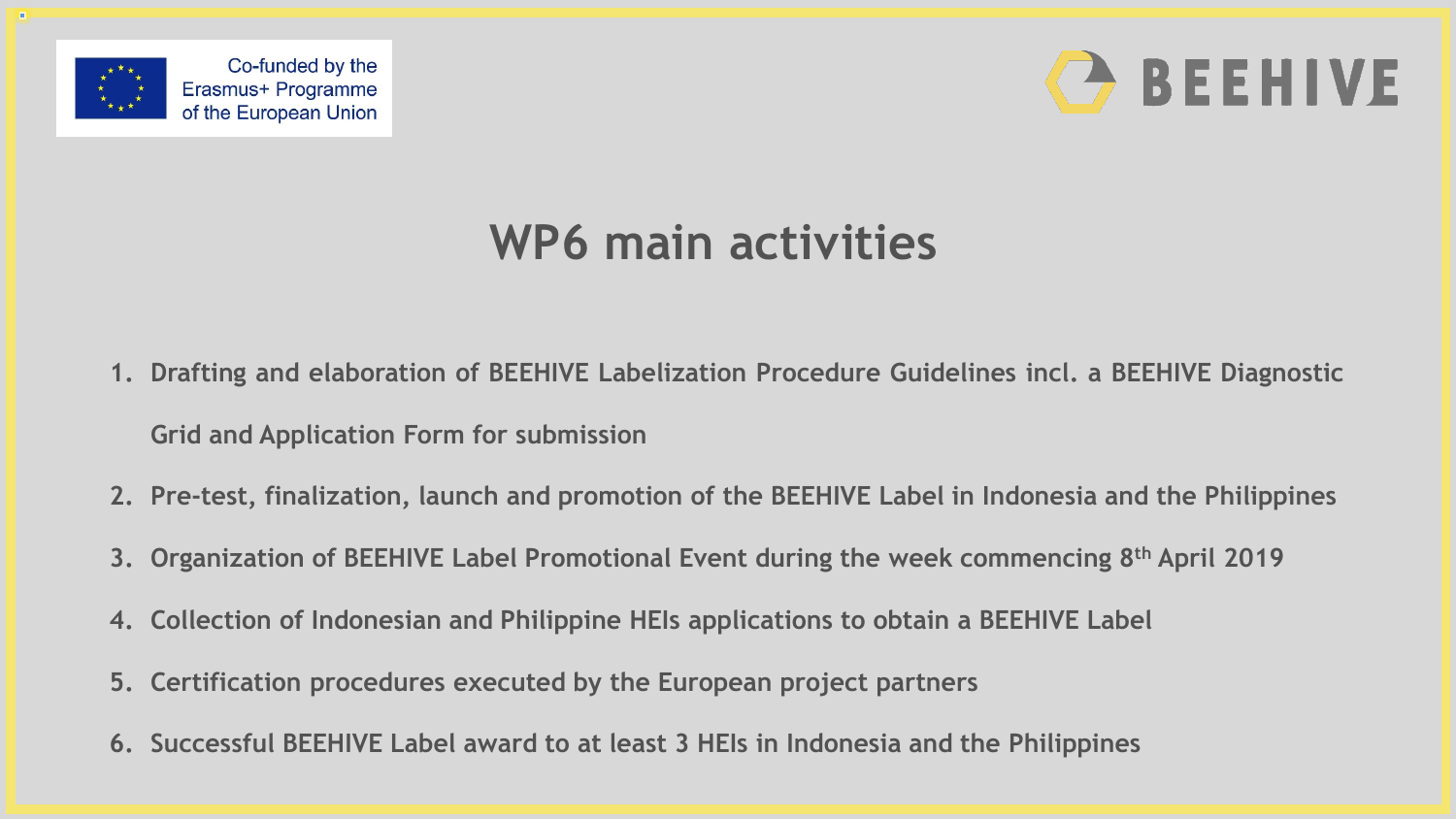Co-funded by the Erasmus+ Programme of the European Union

BEEHIVE

# WP6 main activities

1. Drafting and elaboration of BEEHIVE Labelization Procedure Guidelines incl. a BEEHIVE Diagnostic Grid and Application Form for submission
2. Pre-test, finalization, launch and promotion of the BEEHIVE Label in Indonesia and the Philippines
3. Organization of BEEHIVE Label Promotional Event during the week commencing 8th April 2019
4. Collection of Indonesian and Philippine HEIs applications to obtain a BEEHIVE Label
5. Certification procedures executed by the European project partners
6. Successful BEEHIVE Label award to at least 3 HEIs in Indonesia and the Philippines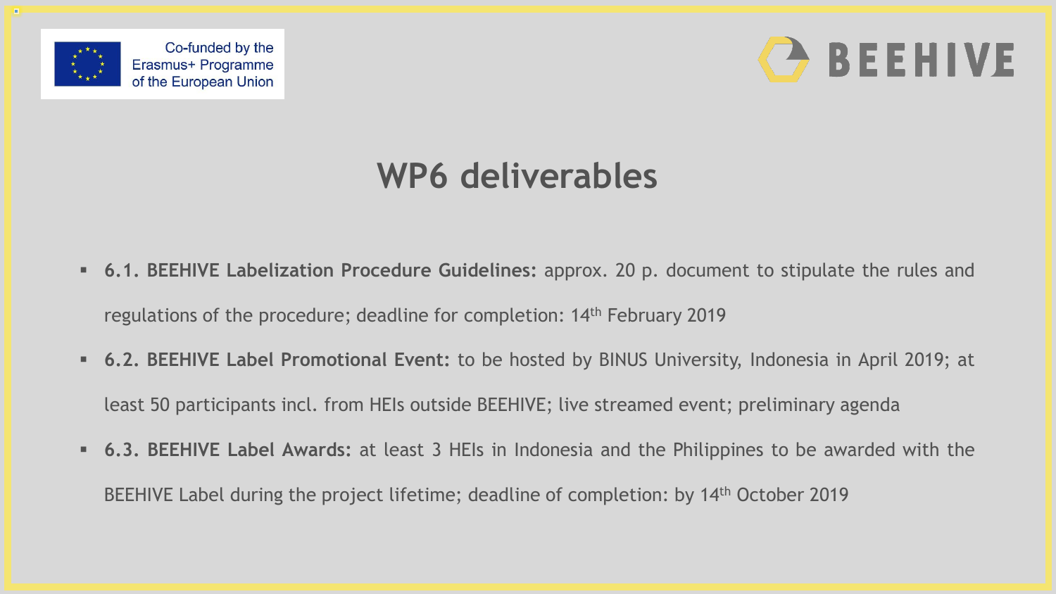Co-funded by the Erasmus+ Programme of the European Union

BEEHIVE

# WP6 deliverables

- **6.1. BEEHIVE Labelization Procedure Guidelines:** approx. 20 p. document to stipulate the rules and regulations of the procedure; deadline for completion: 14th February 2019
- **6.2. BEEHIVE Label Promotional Event:** to be hosted by BINUS University, Indonesia in April 2019; at least 50 participants incl. from HEIs outside BEEHIVE; live streamed event; preliminary agenda
- **6.3. BEEHIVE Label Awards:** at least 3 HEIs in Indonesia and the Philippines to be awarded with the BEEHIVE Label during the project lifetime; deadline of completion: by 14th October 2019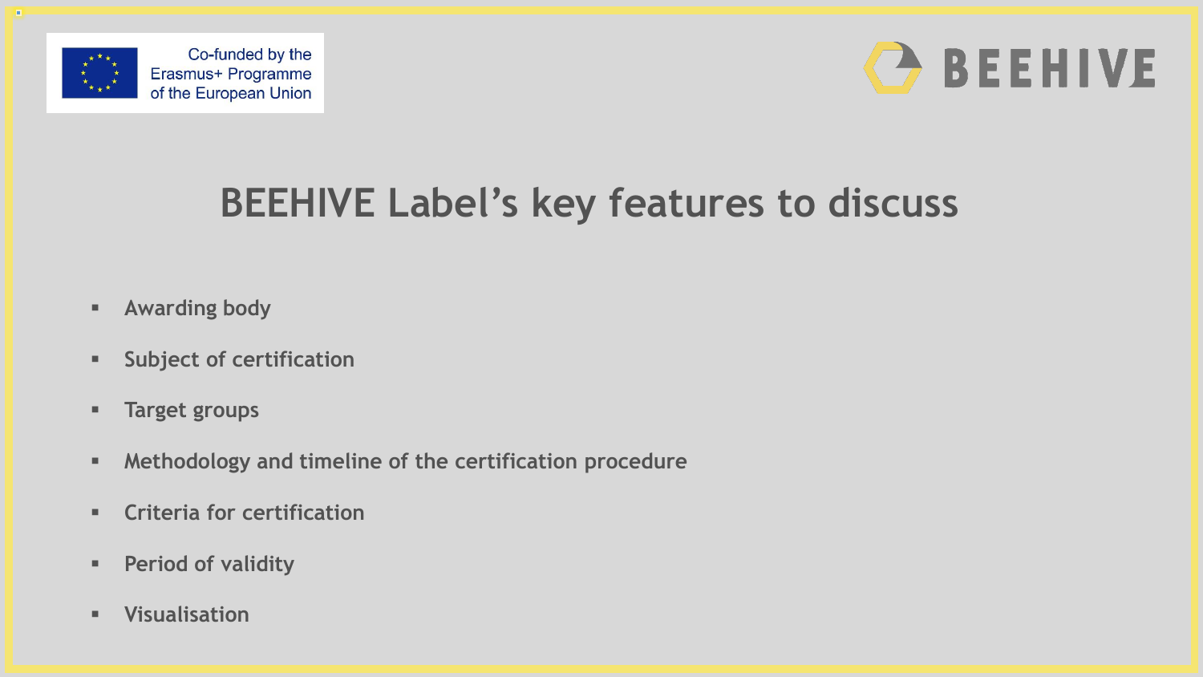# BEEHIVE Label's key features to discuss

- Awarding body
- Subject of certification
- Target groups
- Methodology and timeline of the certification procedure
- Criteria for certification
- Period of validity
- Visualisation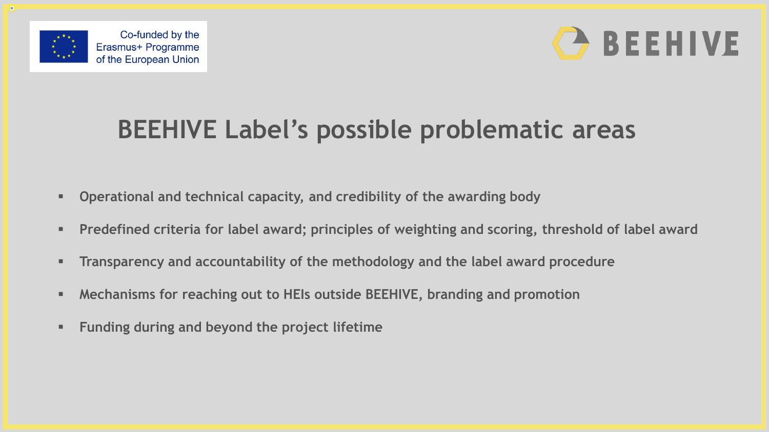Co-funded by the Erasmus+ Programme of the European Union

BEEHIVE

# BEEHIVE Label's possible problematic areas

- Operational and technical capacity, and credibility of the awarding body
- Predefined criteria for label award; principles of weighting and scoring, threshold of label award
- Transparency and accountability of the methodology and the label award procedure
- Mechanisms for reaching out to HEIs outside BEEHIVE, branding and promotion
- Funding during and beyond the project lifetime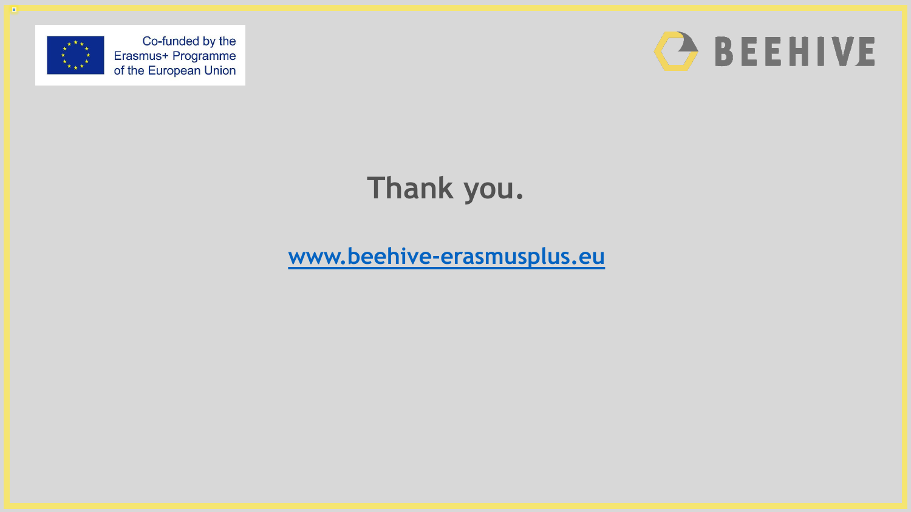Co-funded by the Erasmus+ Programme of the European Union

BEEHIVE

# Thank you.

www.beehive-erasmusplus.eu